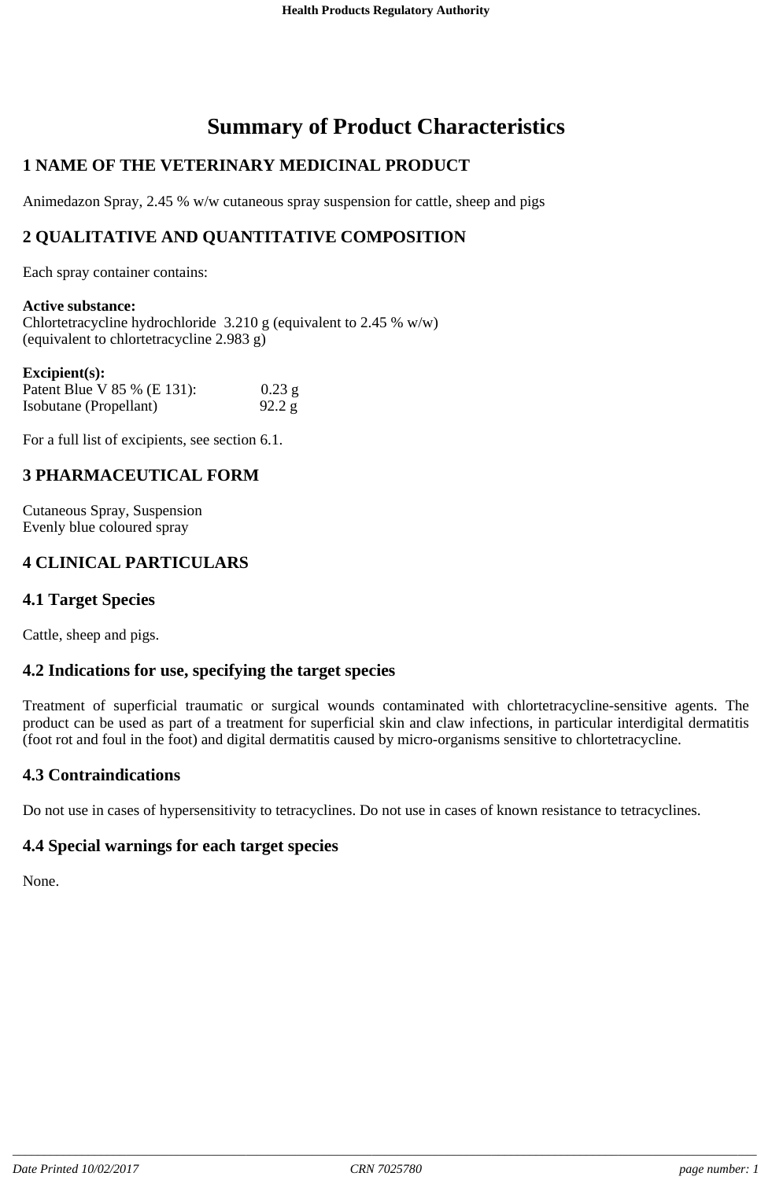# Summary of Product Characteristics

## 1 NAME OF THE VETERINARY MEDICINAL PRODUCT

Animedazon Spray, 2.45 % w/w cutaneous spray suspension for cattle, sheep and pigs

## 2 QUALITATIVE AND QUANTITATIVE COMPOSITION

Each spray container contains:

**Active substance:**
Chlortetracycline hydrochloride 3.210 g (equivalent to 2.45 % w/w)
(equivalent to chlortetracycline 2.983 g)

**Excipient(s):**

| | |
|---|---|
| Patent Blue V 85 % (E 131): | 0.23 g |
| Isobutane (Propellant) | 92.2 g |

For a full list of excipients, see section 6.1.

## 3 PHARMACEUTICAL FORM

Cutaneous Spray, Suspension
Evenly blue coloured spray

## 4 CLINICAL PARTICULARS

### 4.1 Target Species

Cattle, sheep and pigs.

### 4.2 Indications for use, specifying the target species

Treatment of superficial traumatic or surgical wounds contaminated with chlortetracycline-sensitive agents. The product can be used as part of a treatment for superficial skin and claw infections, in particular interdigital dermatitis (foot rot and foul in the foot) and digital dermatitis caused by micro-organisms sensitive to chlortetracycline.

### 4.3 Contraindications

Do not use in cases of hypersensitivity to tetracyclines. Do not use in cases of known resistance to tetracyclines.

### 4.4 Special warnings for each target species

None.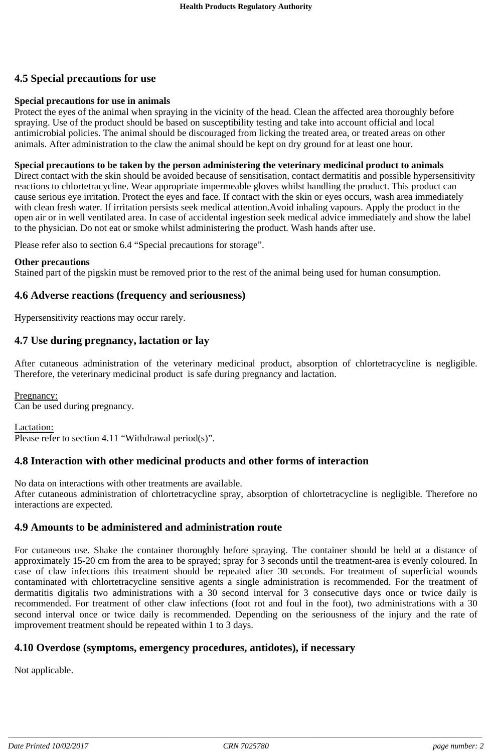## 4.5 Special precautions for use

**Special precautions for use in animals**
Protect the eyes of the animal when spraying in the vicinity of the head. Clean the affected area thoroughly before spraying. Use of the product should be based on susceptibility testing and take into account official and local antimicrobial policies. The animal should be discouraged from licking the treated area, or treated areas on other animals. After administration to the claw the animal should be kept on dry ground for at least one hour.

**Special precautions to be taken by the person administering the veterinary medicinal product to animals**
Direct contact with the skin should be avoided because of sensitisation, contact dermatitis and possible hypersensitivity reactions to chlortetracycline. Wear appropriate impermeable gloves whilst handling the product. This product can cause serious eye irritation. Protect the eyes and face. If contact with the skin or eyes occurs, wash area immediately with clean fresh water. If irritation persists seek medical attention.Avoid inhaling vapours. Apply the product in the open air or in well ventilated area. In case of accidental ingestion seek medical advice immediately and show the label to the physician. Do not eat or smoke whilst administering the product. Wash hands after use.

Please refer also to section 6.4 “Special precautions for storage”.

**Other precautions**
Stained part of the pigskin must be removed prior to the rest of the animal being used for human consumption.

## 4.6 Adverse reactions (frequency and seriousness)

Hypersensitivity reactions may occur rarely.

## 4.7 Use during pregnancy, lactation or lay

After cutaneous administration of the veterinary medicinal product, absorption of chlortetracycline is negligible. Therefore, the veterinary medicinal product is safe during pregnancy and lactation.

Pregnancy:
Can be used during pregnancy.

Lactation:
Please refer to section 4.11 “Withdrawal period(s)”.

## 4.8 Interaction with other medicinal products and other forms of interaction

No data on interactions with other treatments are available.
After cutaneous administration of chlortetracycline spray, absorption of chlortetracycline is negligible. Therefore no interactions are expected.

## 4.9 Amounts to be administered and administration route

For cutaneous use. Shake the container thoroughly before spraying. The container should be held at a distance of approximately 15-20 cm from the area to be sprayed; spray for 3 seconds until the treatment-area is evenly coloured. In case of claw infections this treatment should be repeated after 30 seconds. For treatment of superficial wounds contaminated with chlortetracycline sensitive agents a single administration is recommended. For the treatment of dermatitis digitalis two administrations with a 30 second interval for 3 consecutive days once or twice daily is recommended. For treatment of other claw infections (foot rot and foul in the foot), two administrations with a 30 second interval once or twice daily is recommended. Depending on the seriousness of the injury and the rate of improvement treatment should be repeated within 1 to 3 days.

## 4.10 Overdose (symptoms, emergency procedures, antidotes), if necessary

Not applicable.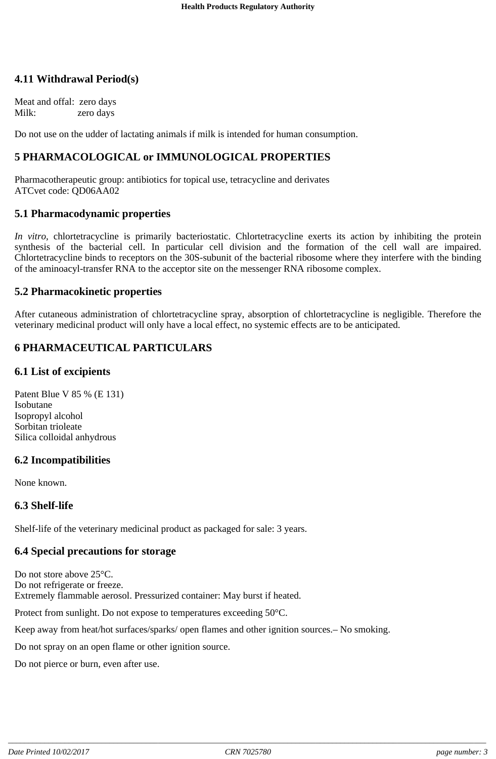## 4.11 Withdrawal Period(s)

Meat and offal: zero days
Milk: zero days

Do not use on the udder of lactating animals if milk is intended for human consumption.

## 5 PHARMACOLOGICAL or IMMUNOLOGICAL PROPERTIES

Pharmacotherapeutic group: antibiotics for topical use, tetracycline and derivates
ATCvet code: QD06AA02

## 5.1 Pharmacodynamic properties

*In vitro,* chlortetracycline is primarily bacteriostatic. Chlortetracycline exerts its action by inhibiting the protein synthesis of the bacterial cell. In particular cell division and the formation of the cell wall are impaired. Chlortetracycline binds to receptors on the 30S-subunit of the bacterial ribosome where they interfere with the binding of the aminoacyl-transfer RNA to the acceptor site on the messenger RNA ribosome complex.

## 5.2 Pharmacokinetic properties

After cutaneous administration of chlortetracycline spray, absorption of chlortetracycline is negligible. Therefore the veterinary medicinal product will only have a local effect, no systemic effects are to be anticipated.

## 6 PHARMACEUTICAL PARTICULARS

## 6.1 List of excipients

Patent Blue V 85 % (E 131)
Isobutane
Isopropyl alcohol
Sorbitan trioleate
Silica colloidal anhydrous

## 6.2 Incompatibilities

None known.

## 6.3 Shelf-life

Shelf-life of the veterinary medicinal product as packaged for sale: 3 years.

## 6.4 Special precautions for storage

Do not store above 25°C.
Do not refrigerate or freeze.
Extremely flammable aerosol. Pressurized container: May burst if heated.

Protect from sunlight. Do not expose to temperatures exceeding 50°C.

Keep away from heat/hot surfaces/sparks/ open flames and other ignition sources.– No smoking.

Do not spray on an open flame or other ignition source.

Do not pierce or burn, even after use.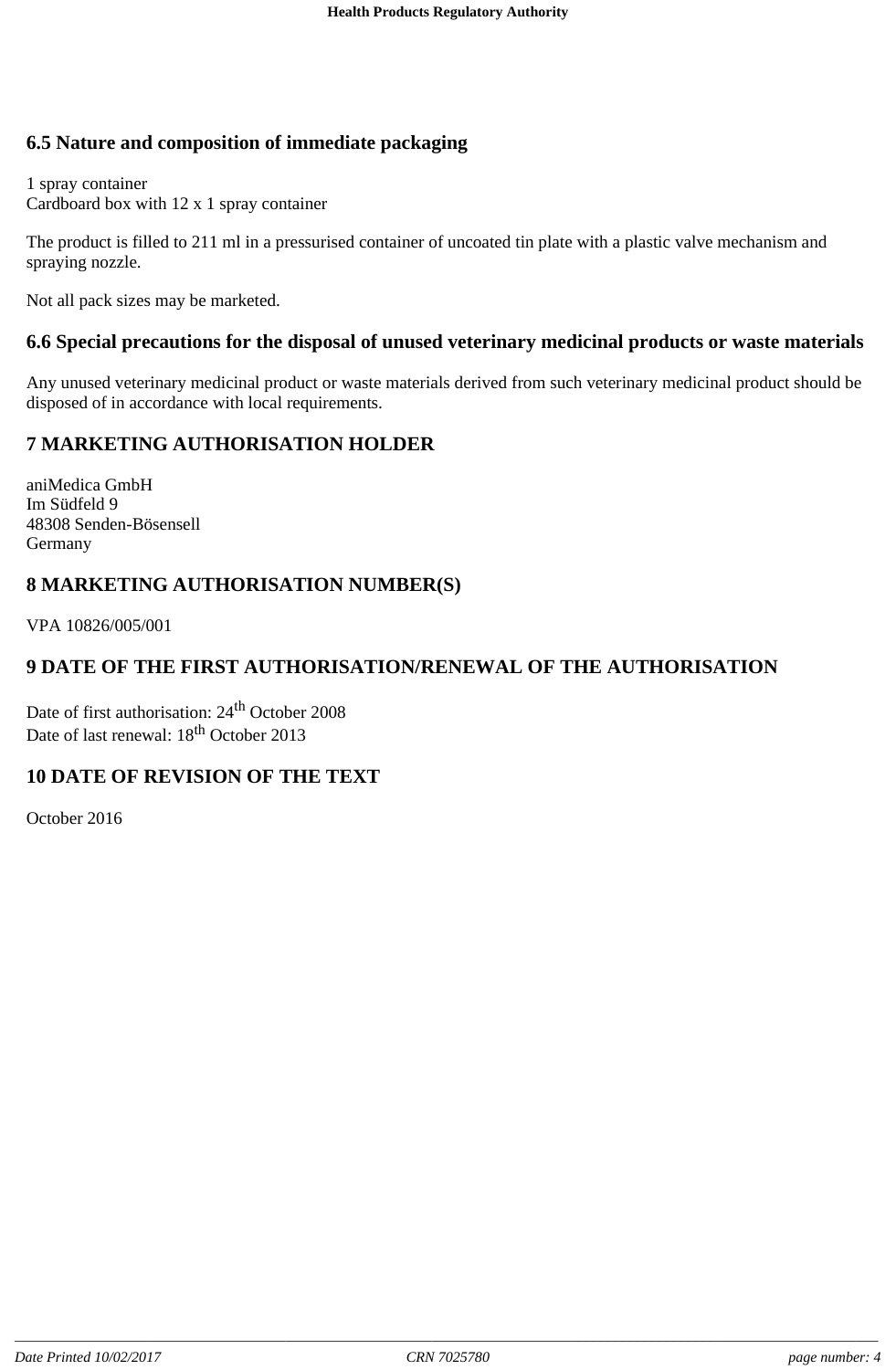## 6.5 Nature and composition of immediate packaging

1 spray container
Cardboard box with 12 x 1 spray container

The product is filled to 211 ml in a pressurised container of uncoated tin plate with a plastic valve mechanism and spraying nozzle.

Not all pack sizes may be marketed.

## 6.6 Special precautions for the disposal of unused veterinary medicinal products or waste materials

Any unused veterinary medicinal product or waste materials derived from such veterinary medicinal product should be disposed of in accordance with local requirements.

# 7 MARKETING AUTHORISATION HOLDER

aniMedica GmbH
Im Südfeld 9
48308 Senden-Bösensell
Germany

# 8 MARKETING AUTHORISATION NUMBER(S)

VPA 10826/005/001

# 9 DATE OF THE FIRST AUTHORISATION/RENEWAL OF THE AUTHORISATION

Date of first authorisation: 24th October 2008
Date of last renewal: 18th October 2013

# 10 DATE OF REVISION OF THE TEXT

October 2016